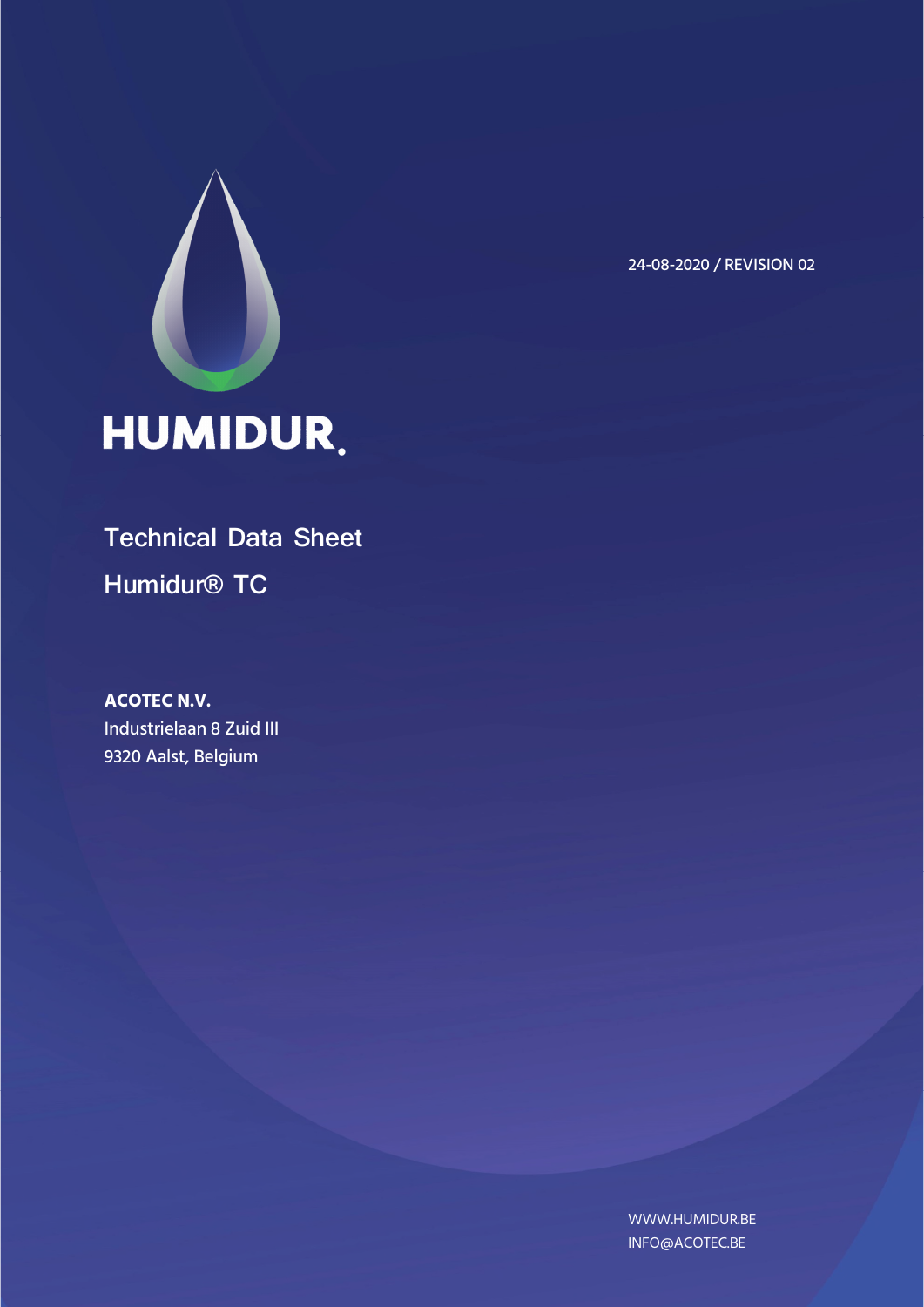24-08-2020 / REVISION 02

HUMIDUR.

# Technical Data Sheet

# Humidur® TC

**ACOTEC N.V.**
Industrielaan 8 Zuid III
9320 Aalst, Belgium

WWW.HUMIDUR.BE
INFO@ACOTEC.BE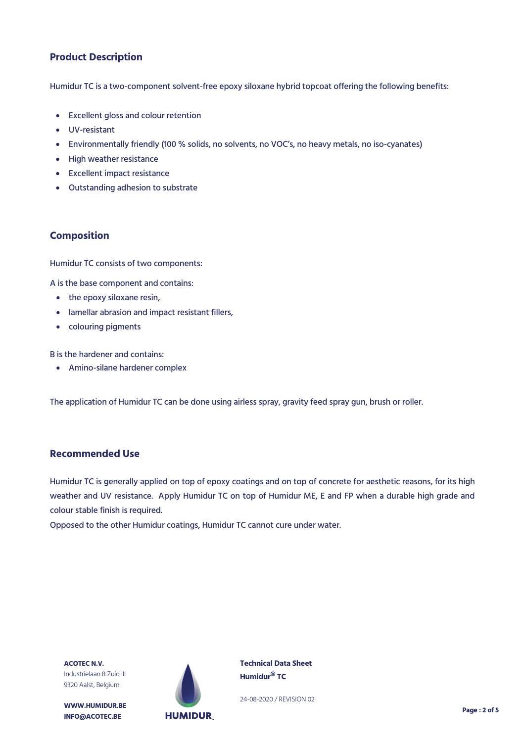## Product Description

Humidur TC is a two-component solvent-free epoxy siloxane hybrid topcoat offering the following benefits:

- Excellent gloss and colour retention
- UV-resistant
- Environmentally friendly (100 % solids, no solvents, no VOC's, no heavy metals, no iso-cyanates)
- High weather resistance
- Excellent impact resistance
- Outstanding adhesion to substrate

## Composition

Humidur TC consists of two components:

A is the base component and contains:

- the epoxy siloxane resin,
- lamellar abrasion and impact resistant fillers,
- colouring pigments

B is the hardener and contains:

- Amino-silane hardener complex

The application of Humidur TC can be done using airless spray, gravity feed spray gun, brush or roller.

## Recommended Use

Humidur TC is generally applied on top of epoxy coatings and on top of concrete for aesthetic reasons, for its high weather and UV resistance. Apply Humidur TC on top of Humidur ME, E and FP when a durable high grade and colour stable finish is required.

Opposed to the other Humidur coatings, Humidur TC cannot cure under water.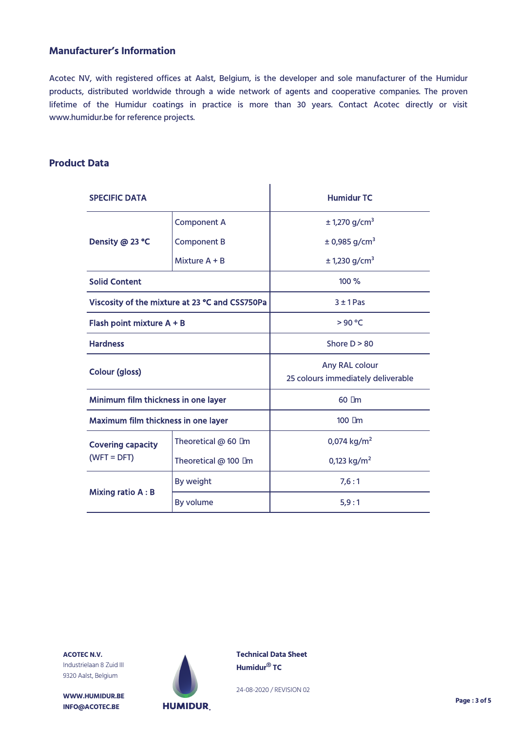## Manufacturer's Information

Acotec NV, with registered offices at Aalst, Belgium, is the developer and sole manufacturer of the Humidur products, distributed worldwide through a wide network of agents and cooperative companies. The proven lifetime of the Humidur coatings in practice is more than 30 years. Contact Acotec directly or visit www.humidur.be for reference projects.

## Product Data

| SPECIFIC DATA | | Humidur TC |
|---|---|---|
| Density @ 23 °C | Component A | ± 1,270 g/cm³ |
| | Component B | ± 0,985 g/cm³ |
| | Mixture A + B | ± 1,230 g/cm³ |
| Solid Content | | 100 % |
| Viscosity of the mixture at 23 °C and CSS750Pa | | 3 ± 1 Pas |
| Flash point mixture A + B | | > 90 °C |
| Hardness | | Shore D > 80 |
| Colour (gloss) | | Any RAL colour<br>25 colours immediately deliverable |
| Minimum film thickness in one layer | | 60 µm |
| Maximum film thickness in one layer | | 100 µm |
| Covering capacity (WFT = DFT) | Theoretical @ 60 µm | 0,074 kg/m² |
| | Theoretical @ 100 µm | 0,123 kg/m² |
| Mixing ratio A : B | By weight | 7,6 : 1 |
| | By volume | 5,9 : 1 |

**ACOTEC N.V.**
Industrielaan 8 Zuid III
9320 Aalst, Belgium

**WWW.HUMIDUR.BE**
**INFO@ACOTEC.BE**

**Technical Data Sheet**
**Humidur® TC**

24-08-2020 / REVISION 02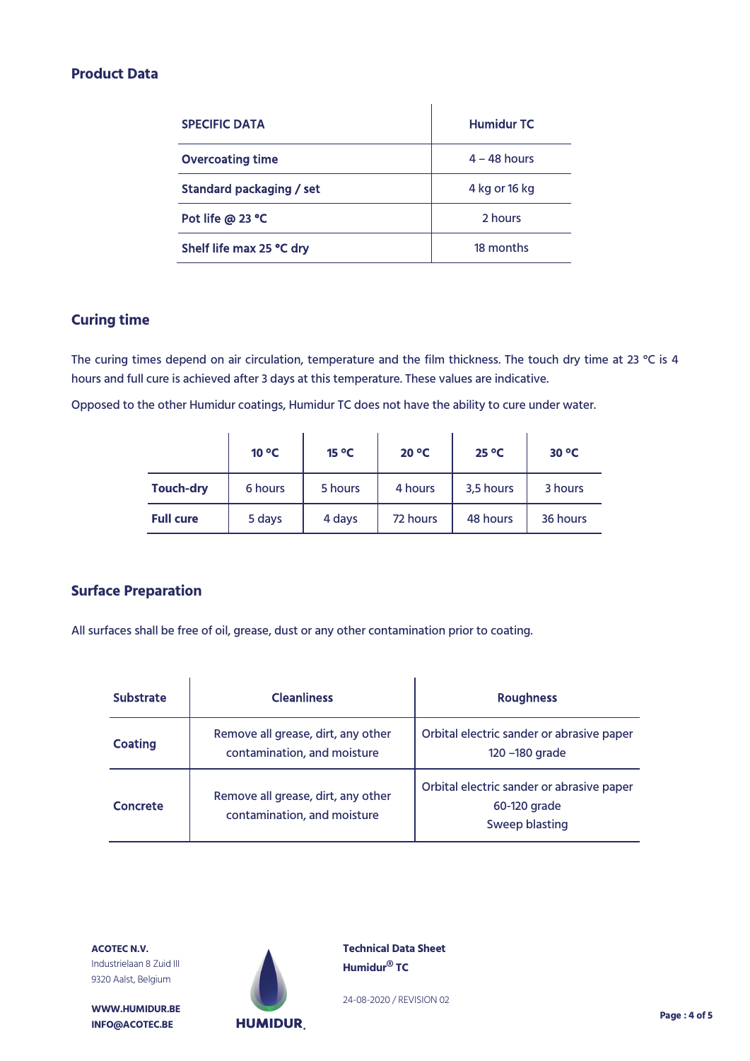## Product Data

| SPECIFIC DATA | Humidur TC |
|---|---|
| Overcoating time | 4 – 48 hours |
| Standard packaging / set | 4 kg or 16 kg |
| Pot life @ 23 °C | 2 hours |
| Shelf life max 25 °C dry | 18 months |

## Curing time

The curing times depend on air circulation, temperature and the film thickness. The touch dry time at 23 °C is 4 hours and full cure is achieved after 3 days at this temperature. These values are indicative.

Opposed to the other Humidur coatings, Humidur TC does not have the ability to cure under water.

| | 10 °C | 15 °C | 20 °C | 25 °C | 30 °C |
|---|---|---|---|---|---|
| **Touch-dry** | 6 hours | 5 hours | 4 hours | 3,5 hours | 3 hours |
| **Full cure** | 5 days | 4 days | 72 hours | 48 hours | 36 hours |

## Surface Preparation

All surfaces shall be free of oil, grease, dust or any other contamination prior to coating.

| Substrate | Cleanliness | Roughness |
|---|---|---|
| **Coating** | Remove all grease, dirt, any other contamination, and moisture | Orbital electric sander or abrasive paper 120 –180 grade |
| **Concrete** | Remove all grease, dirt, any other contamination, and moisture | Orbital electric sander or abrasive paper 60-120 grade<br>Sweep blasting |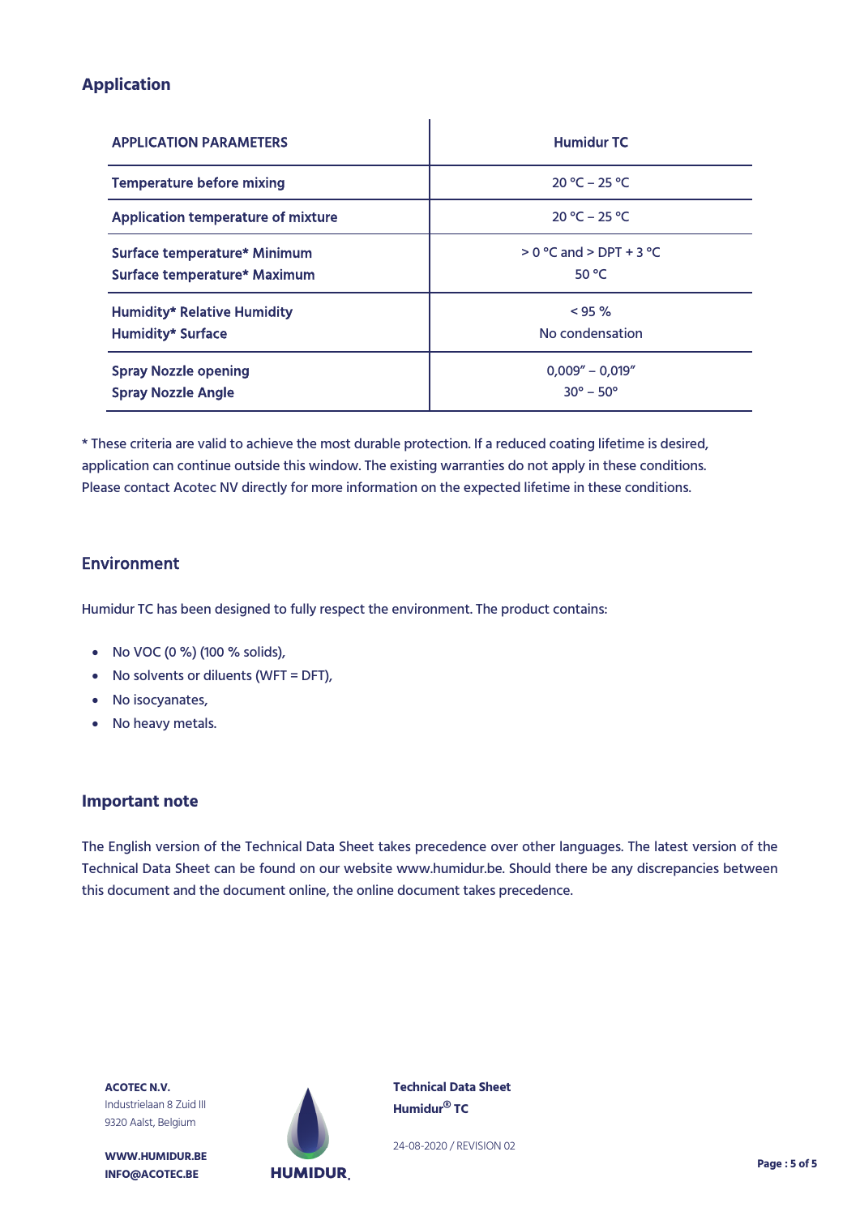## Application

| APPLICATION PARAMETERS | Humidur TC |
| --- | --- |
| Temperature before mixing | 20 °C – 25 °C |
| Application temperature of mixture | 20 °C – 25 °C |
| Surface temperature* Minimum<br>Surface temperature* Maximum | > 0 °C and > DPT + 3 °C<br>50 °C |
| Humidity* Relative Humidity<br>Humidity* Surface | < 95 %<br>No condensation |
| Spray Nozzle opening<br>Spray Nozzle Angle | 0,009" – 0,019"<br>30° – 50° |

* These criteria are valid to achieve the most durable protection. If a reduced coating lifetime is desired, application can continue outside this window. The existing warranties do not apply in these conditions. Please contact Acotec NV directly for more information on the expected lifetime in these conditions.

## Environment

Humidur TC has been designed to fully respect the environment. The product contains:

- No VOC (0 %) (100 % solids),
- No solvents or diluents (WFT = DFT),
- No isocyanates,
- No heavy metals.

## Important note

The English version of the Technical Data Sheet takes precedence over other languages. The latest version of the Technical Data Sheet can be found on our website www.humidur.be. Should there be any discrepancies between this document and the document online, the online document takes precedence.

**ACOTEC N.V.**
Industrielaan 8 Zuid III
9320 Aalst, Belgium

**WWW.HUMIDUR.BE**
**INFO@ACOTEC.BE**

**Technical Data Sheet**
**Humidur® TC**

24-08-2020 / REVISION 02